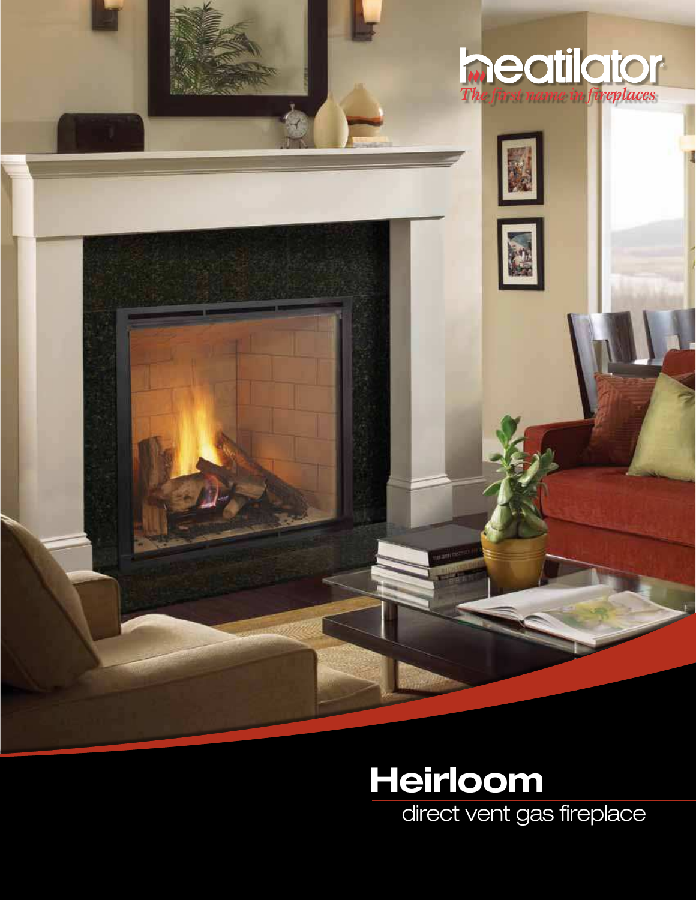heatilator

*The first name in fireplaces*

# Heirloom

direct vent gas fireplace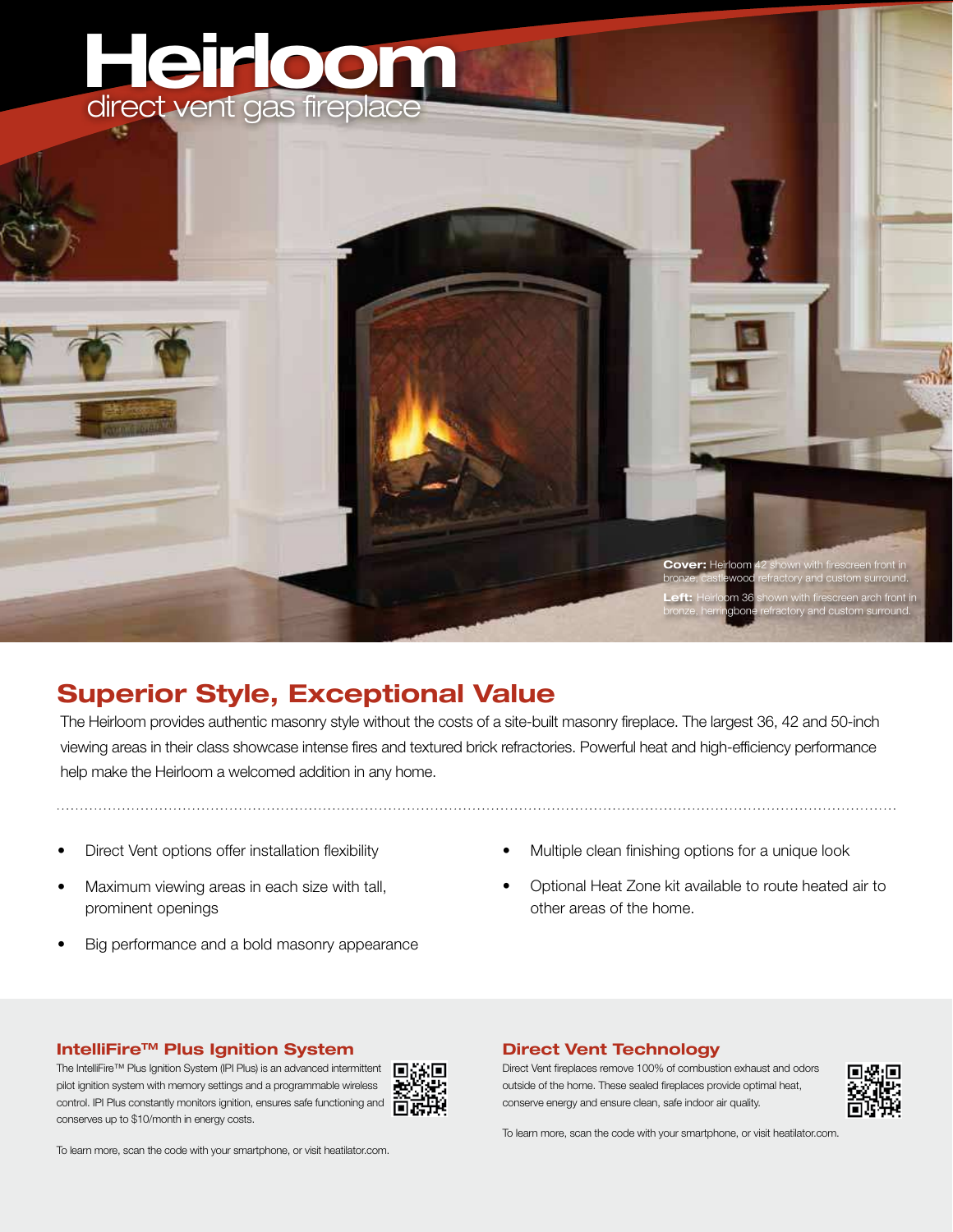# Heirloom

direct vent gas fireplace

**Cover:** Heirloom 42 shown with firescreen front in bronze, castlewood refractory and custom surround.

**Left:** Heirloom 36 shown with firescreen arch front in bronze, herringbone refractory and custom surround.

## Superior Style, Exceptional Value

The Heirloom provides authentic masonry style without the costs of a site-built masonry fireplace. The largest 36, 42 and 50-inch viewing areas in their class showcase intense fires and textured brick refractories. Powerful heat and high-efficiency performance help make the Heirloom a welcomed addition in any home.

- Direct Vent options offer installation flexibility
- Maximum viewing areas in each size with tall, prominent openings
- Big performance and a bold masonry appearance
- Multiple clean finishing options for a unique look
- Optional Heat Zone kit available to route heated air to other areas of the home.

### IntelliFire™ Plus Ignition System

The IntelliFire™ Plus Ignition System (IPI Plus) is an advanced intermittent pilot ignition system with memory settings and a programmable wireless control. IPI Plus constantly monitors ignition, ensures safe functioning and conserves up to $10/month in energy costs.

To learn more, scan the code with your smartphone, or visit heatilator.com.

### Direct Vent Technology

Direct Vent fireplaces remove 100% of combustion exhaust and odors outside of the home. These sealed fireplaces provide optimal heat, conserve energy and ensure clean, safe indoor air quality.

To learn more, scan the code with your smartphone, or visit heatilator.com.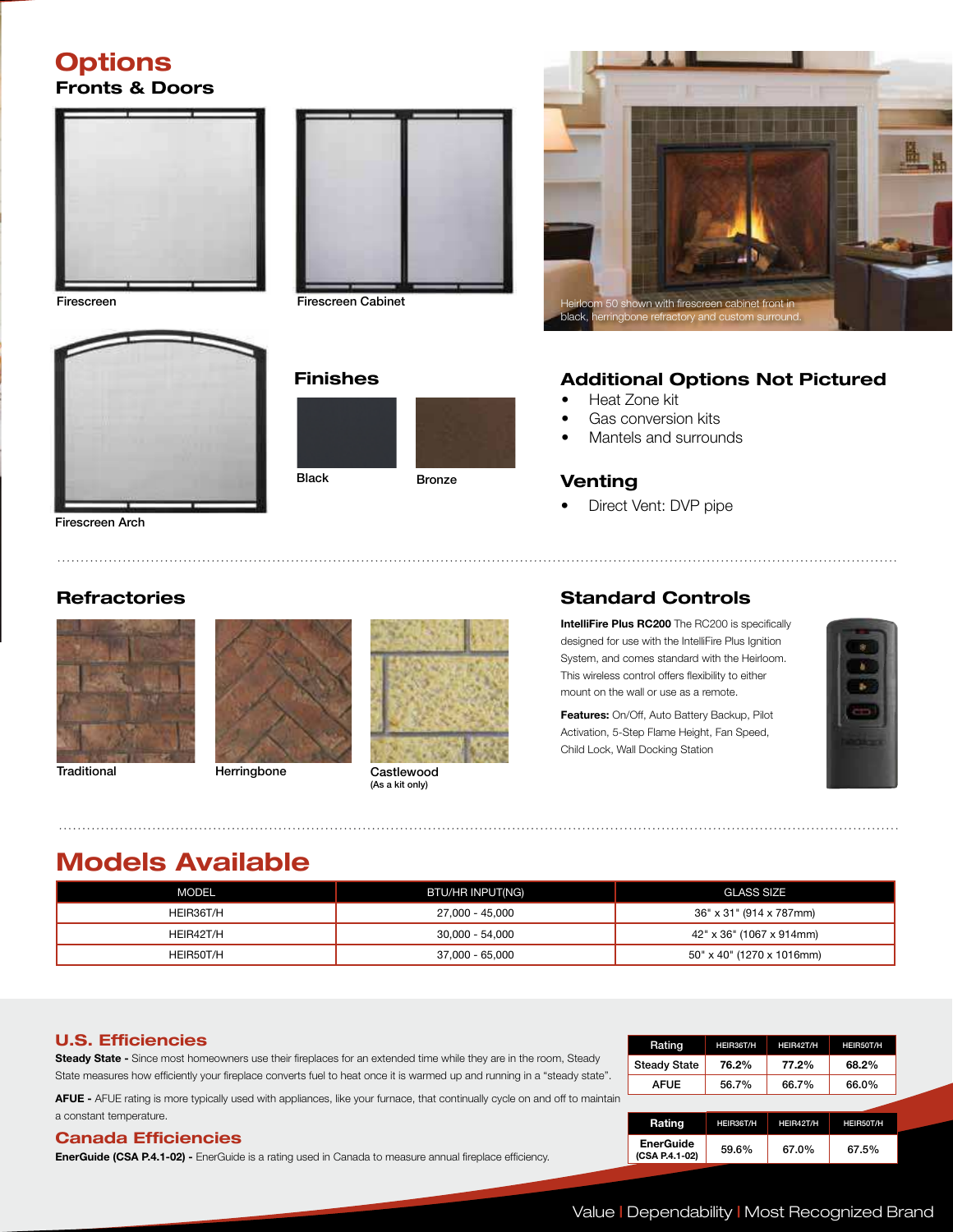# Options

## Fronts & Doors

Firescreen

Firescreen Cabinet

Heirloom 50 shown with firescreen cabinet front in black, herringbone refractory and custom surround.

Firescreen Arch

## Finishes

Black

Bronze

## Additional Options Not Pictured

- Heat Zone kit
- Gas conversion kits
- Mantels and surrounds

## Venting

- Direct Vent: DVP pipe

## Refractories

Traditional

Herringbone

Castlewood
(As a kit only)

## Standard Controls

**IntelliFire Plus RC200** The RC200 is specifically designed for use with the IntelliFire Plus Ignition System, and comes standard with the Heirloom. This wireless control offers flexibility to either mount on the wall or use as a remote.

**Features:** On/Off, Auto Battery Backup, Pilot Activation, 5-Step Flame Height, Fan Speed, Child Lock, Wall Docking Station

# Models Available

| MODEL | BTU/HR INPUT(NG) | GLASS SIZE |
|---|---|---|
| HEIR36T/H | 27,000 - 45,000 | 36" x 31" (914 x 787mm) |
| HEIR42T/H | 30,000 - 54,000 | 42" x 36" (1067 x 914mm) |
| HEIR50T/H | 37,000 - 65,000 | 50" x 40" (1270 x 1016mm) |

## U.S. Efficiencies

**Steady State -** Since most homeowners use their fireplaces for an extended time while they are in the room, Steady State measures how efficiently your fireplace converts fuel to heat once it is warmed up and running in a "steady state".

**AFUE -** AFUE rating is more typically used with appliances, like your furnace, that continually cycle on and off to maintain a constant temperature.

| Rating | HEIR36T/H | HEIR42T/H | HEIR50T/H |
|---|---|---|---|
| Steady State | **76.2%** | **77.2%** | **68.2%** |
| AFUE | 56.7% | 66.7% | 66.0% |

## Canada Efficiencies

**EnerGuide (CSA P.4.1-02) -** EnerGuide is a rating used in Canada to measure annual fireplace efficiency.

| Rating | HEIR36T/H | HEIR42T/H | HEIR50T/H |
|---|---|---|---|
| EnerGuide (CSA P.4.1-02) | 59.6% | 67.0% | 67.5% |

Value | Dependability | Most Recognized Brand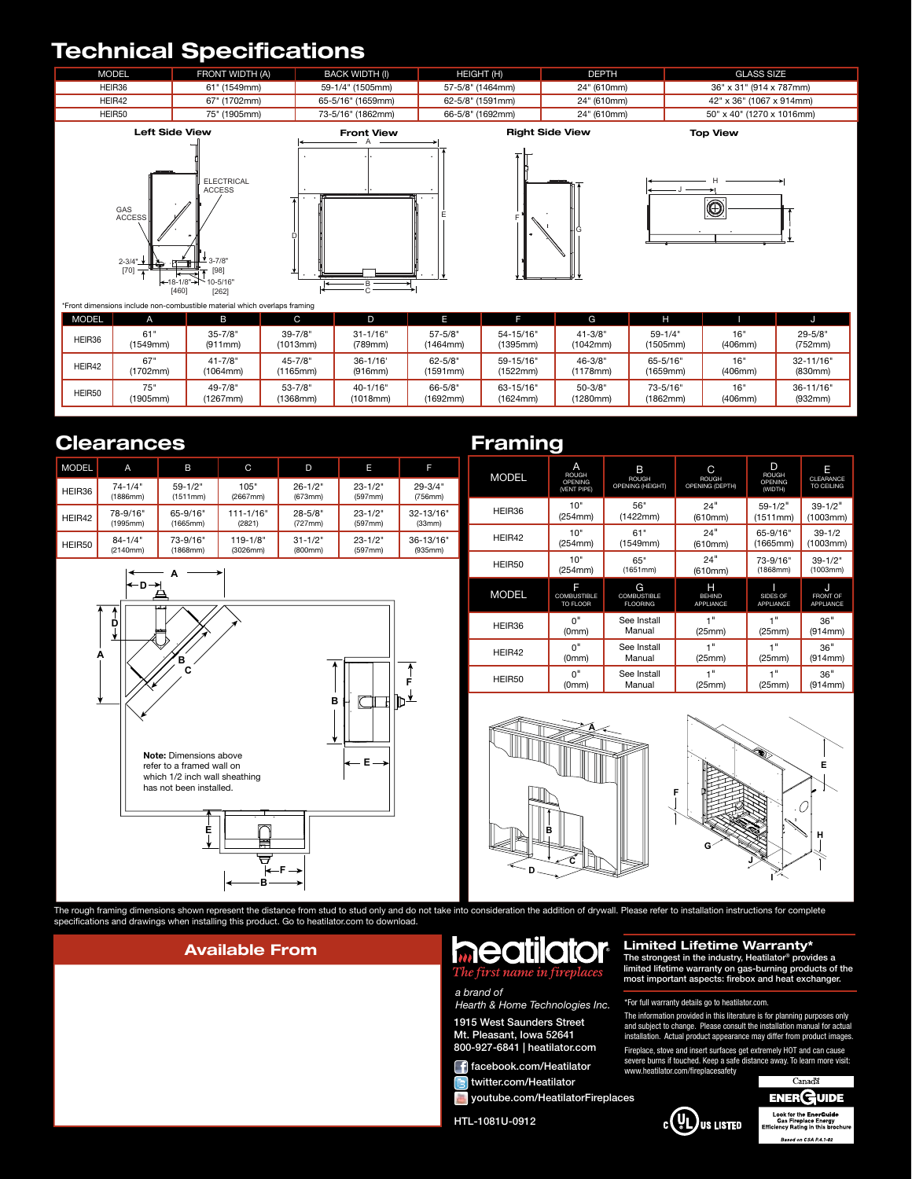# Technical Specifications

| MODEL | FRONT WIDTH (A) | BACK WIDTH (I) | HEIGHT (H) | DEPTH | GLASS SIZE |
|---|---|---|---|---|---|
| HEIR36 | 61" (1549mm) | 59-1/4" (1505mm) | 57-5/8" (1464mm) | 24" (610mm) | 36" x 31" (914 x 787mm) |
| HEIR42 | 67" (1702mm) | 65-5/16" (1659mm) | 62-5/8" (1591mm) | 24" (610mm) | 42" x 36" (1067 x 914mm) |
| HEIR50 | 75" (1905mm) | 73-5/16" (1862mm) | 66-5/8" (1692mm) | 24" (610mm) | 50" x 40" (1270 x 1016mm) |

Left Side View

ELECTRICAL ACCESS

GAS ACCESS

2-3/4" [70]

3-7/8" [98]

18-1/8" [460]

10-5/16" [262]

Front View

A B C D E

Right Side View

F G

Top View

H J

*Front dimensions include non-combustible material which overlaps framing

| MODEL | A | B | C | D | E | F | G | H | I | J |
|---|---|---|---|---|---|---|---|---|---|---|
| HEIR36 | 61" (1549mm) | 35-7/8" (911mm) | 39-7/8" (1013mm) | 31-1/16" (789mm) | 57-5/8" (1464mm) | 54-15/16" (1395mm) | 41-3/8" (1042mm) | 59-1/4" (1505mm) | 16" (406mm) | 29-5/8" (752mm) |
| HEIR42 | 67" (1702mm) | 41-7/8" (1064mm) | 45-7/8" (1165mm) | 36-1/16' (916mm) | 62-5/8" (1591mm) | 59-15/16" (1522mm) | 46-3/8" (1178mm) | 65-5/16" (1659mm) | 16" (406mm) | 32-11/16" (830mm) |
| HEIR50 | 75" (1905mm) | 49-7/8" (1267mm) | 53-7/8" (1368mm) | 40-1/16" (1018mm) | 66-5/8" (1692mm) | 63-15/16" (1624mm) | 50-3/8" (1280mm) | 73-5/16" (1862mm) | 16" (406mm) | 36-11/16" (932mm) |

## Clearances

| MODEL | A | B | C | D | E | F |
|---|---|---|---|---|---|---|
| HEIR36 | 74-1/4" (1886mm) | 59-1/2" (1511mm) | 105" (2667mm) | 26-1/2" (673mm) | 23-1/2" (597mm) | 29-3/4" (756mm) |
| HEIR42 | 78-9/16" (1995mm) | 65-9/16" (1665mm) | 111-1/16" (2821) | 28-5/8" (727mm) | 23-1/2" (597mm) | 32-13/16" (33mm) |
| HEIR50 | 84-1/4" (2140mm) | 73-9/16" (1868mm) | 119-1/8" (3026mm) | 31-1/2" (800mm) | 23-1/2" (597mm) | 36-13/16" (935mm) |

A D B C F E

**Note:** Dimensions above refer to a framed wall on which 1/2 inch wall sheathing has not been installed.

## Framing

| MODEL | A ROUGH OPENING (VENT PIPE) | B ROUGH OPENING (HEIGHT) | C ROUGH OPENING (DEPTH) | D ROUGH OPENING (WIDTH) | E CLEARANCE TO CEILING |
|---|---|---|---|---|---|
| HEIR36 | 10" (254mm) | 56" (1422mm) | 24" (610mm) | 59-1/2" (1511mm) | 39-1/2" (1003mm) |
| HEIR42 | 10" (254mm) | 61" (1549mm) | 24" (610mm) | 65-9/16" (1665mm) | 39-1/2 (1003mm) |
| HEIR50 | 10" (254mm) | 65" (1651mm) | 24" (610mm) | 73-9/16" (1868mm) | 39-1/2" (1003mm) |
| **MODEL** | **F COMBUSTIBLE TO FLOOR** | **G COMBUSTIBLE FLOORING** | **H BEHIND APPLIANCE** | **I SIDES OF APPLIANCE** | **J FRONT OF APPLIANCE** |
| HEIR36 | 0" (0mm) | See Install Manual | 1" (25mm) | 1" (25mm) | 36" (914mm) |
| HEIR42 | 0" (0mm) | See Install Manual | 1" (25mm) | 1" (25mm) | 36" (914mm) |
| HEIR50 | 0" (0mm) | See Install Manual | 1" (25mm) | 1" (25mm) | 36" (914mm) |

A B C D E F G H I J

The rough framing dimensions shown represent the distance from stud to stud only and do not take into consideration the addition of drywall. Please refer to installation instructions for complete specifications and drawings when installing this product. Go to heatilator.com to download.

## Available From

heatilator
*The first name in fireplaces*

a brand of
Hearth & Home Technologies Inc.

1915 West Saunders Street
Mt. Pleasant, Iowa 52641
800-927-6841 | heatilator.com

facebook.com/Heatilator
twitter.com/Heatilator
youtube.com/HeatilatorFireplaces

HTL-1081U-0912

## Limited Lifetime Warranty*

The strongest in the industry, Heatilator® provides a limited lifetime warranty on gas-burning products of the most important aspects: firebox and heat exchanger.

*For full warranty details go to heatilator.com.

The information provided in this literature is for planning purposes only and subject to change. Please consult the installation manual for actual installation. Actual product appearance may differ from product images.

Fireplace, stove and insert surfaces get extremely HOT and can cause severe burns if touched. Keep a safe distance away. To learn more visit: www.heatilator.com/fireplacesafety

c UL US LISTED

Canada ENERGUIDE
Look for the EnerGuide Gas Fireplace Energy Efficiency Rating in this brochure
Based on CSA P.4.1-02